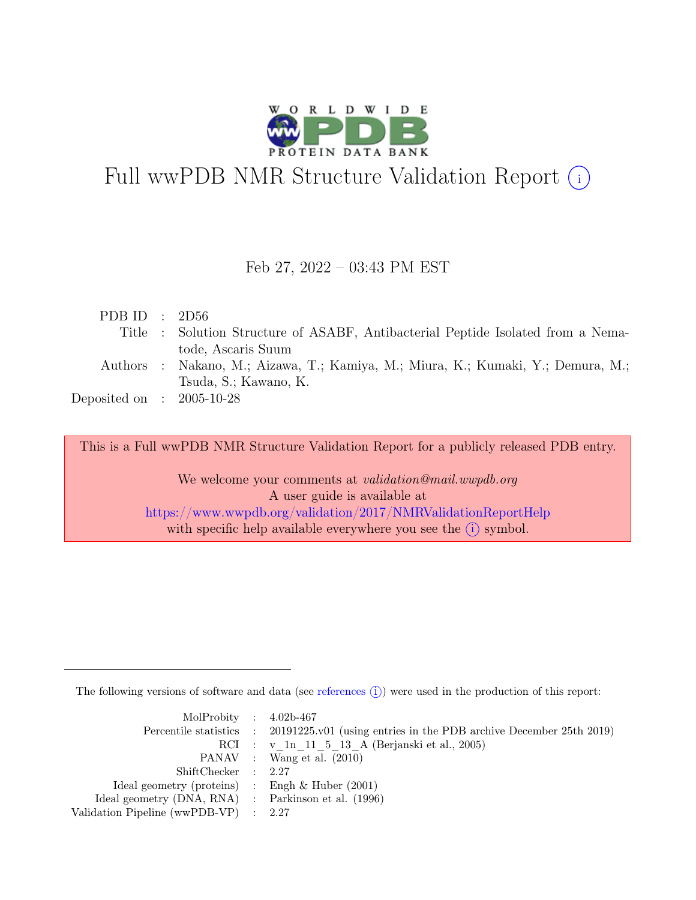# Full wwPDB NMR Structure Validation Report (i)

Feb 27, 2022 – 03:43 PM EST

| | | |
|---|---|---|
| PDB ID | : | 2D56 |
| Title | : | Solution Structure of ASABF, Antibacterial Peptide Isolated from a Nematode, Ascaris Suum |
| Authors | : | Nakano, M.; Aizawa, T.; Kamiya, M.; Miura, K.; Kumaki, Y.; Demura, M.; Tsuda, S.; Kawano, K. |
| Deposited on | : | 2005-10-28 |

This is a Full wwPDB NMR Structure Validation Report for a publicly released PDB entry.

We welcome your comments at *validation@mail.wwpdb.org*
A user guide is available at
https://www.wwpdb.org/validation/2017/NMRValidationReportHelp
with specific help available everywhere you see the (i) symbol.

---

The following versions of software and data (see references (i)) were used in the production of this report:

| | | |
|---|---|---|
| MolProbity | : | 4.02b-467 |
| Percentile statistics | : | 20191225.v01 (using entries in the PDB archive December 25th 2019) |
| RCI | : | v_1n_11_5_13_A (Berjanski et al., 2005) |
| PANAV | : | Wang et al. (2010) |
| ShiftChecker | : | 2.27 |
| Ideal geometry (proteins) | : | Engh & Huber (2001) |
| Ideal geometry (DNA, RNA) | : | Parkinson et al. (1996) |
| Validation Pipeline (wwPDB-VP) | : | 2.27 |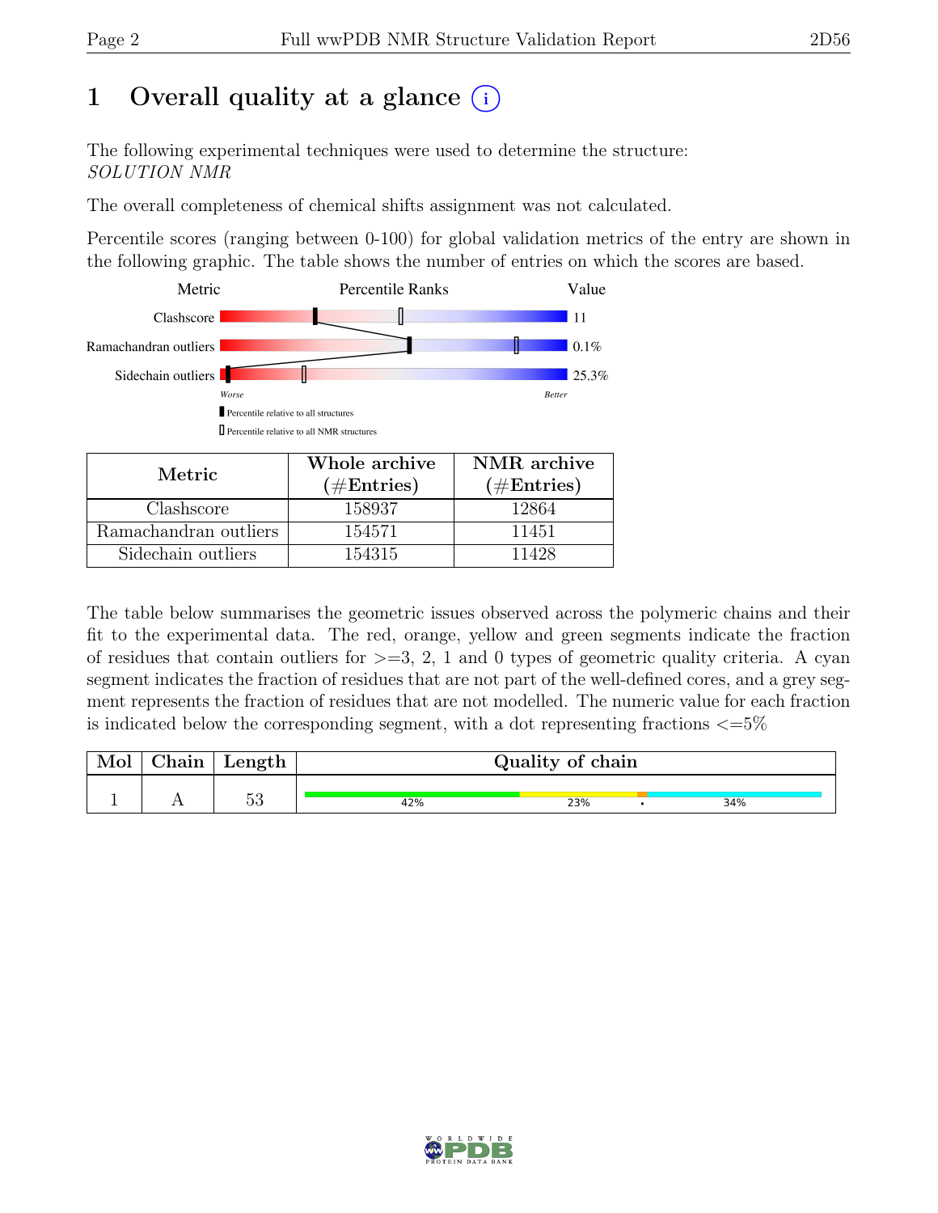# 1 Overall quality at a glance

The following experimental techniques were used to determine the structure:
*SOLUTION NMR*

The overall completeness of chemical shifts assignment was not calculated.

Percentile scores (ranging between 0-100) for global validation metrics of the entry are shown in the following graphic. The table shows the number of entries on which the scores are based.

| Metric | Value |
|---|---|
| Clashscore | 11 |
| Ramachandran outliers | 0.1% |
| Sidechain outliers | 25.3% |

Worse — Better

Percentile relative to all structures

Percentile relative to all NMR structures

| Metric | Whole archive (#Entries) | NMR archive (#Entries) |
|---|---|---|
| Clashscore | 158937 | 12864 |
| Ramachandran outliers | 154571 | 11451 |
| Sidechain outliers | 154315 | 11428 |

The table below summarises the geometric issues observed across the polymeric chains and their fit to the experimental data. The red, orange, yellow and green segments indicate the fraction of residues that contain outliers for >=3, 2, 1 and 0 types of geometric quality criteria. A cyan segment indicates the fraction of residues that are not part of the well-defined cores, and a grey segment represents the fraction of residues that are not modelled. The numeric value for each fraction is indicated below the corresponding segment, with a dot representing fractions <=5%

| Mol | Chain | Length | Quality of chain |
|---|---|---|---|
| 1 | A | 53 | 42% 23% • 34% |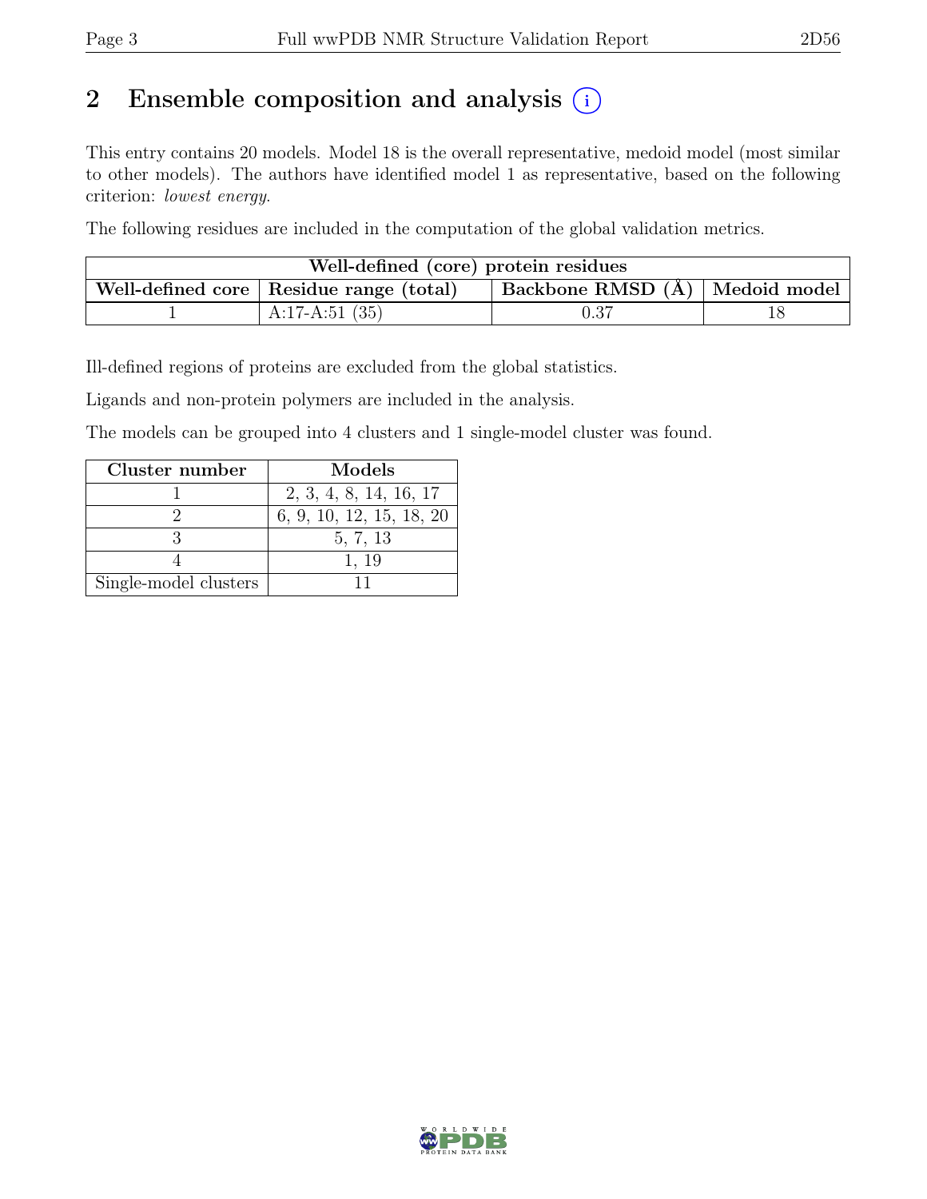## 2 Ensemble composition and analysis (i)

This entry contains 20 models. Model 18 is the overall representative, medoid model (most similar to other models). The authors have identified model 1 as representative, based on the following criterion: *lowest energy*.

The following residues are included in the computation of the global validation metrics.

| Well-defined (core) protein residues | | | |
|---|---|---|---|
| Well-defined core | Residue range (total) | Backbone RMSD (Å) | Medoid model |
| 1 | A:17-A:51 (35) | 0.37 | 18 |

Ill-defined regions of proteins are excluded from the global statistics.

Ligands and non-protein polymers are included in the analysis.

The models can be grouped into 4 clusters and 1 single-model cluster was found.

| Cluster number | Models |
|---|---|
| 1 | 2, 3, 4, 8, 14, 16, 17 |
| 2 | 6, 9, 10, 12, 15, 18, 20 |
| 3 | 5, 7, 13 |
| 4 | 1, 19 |
| Single-model clusters | 11 |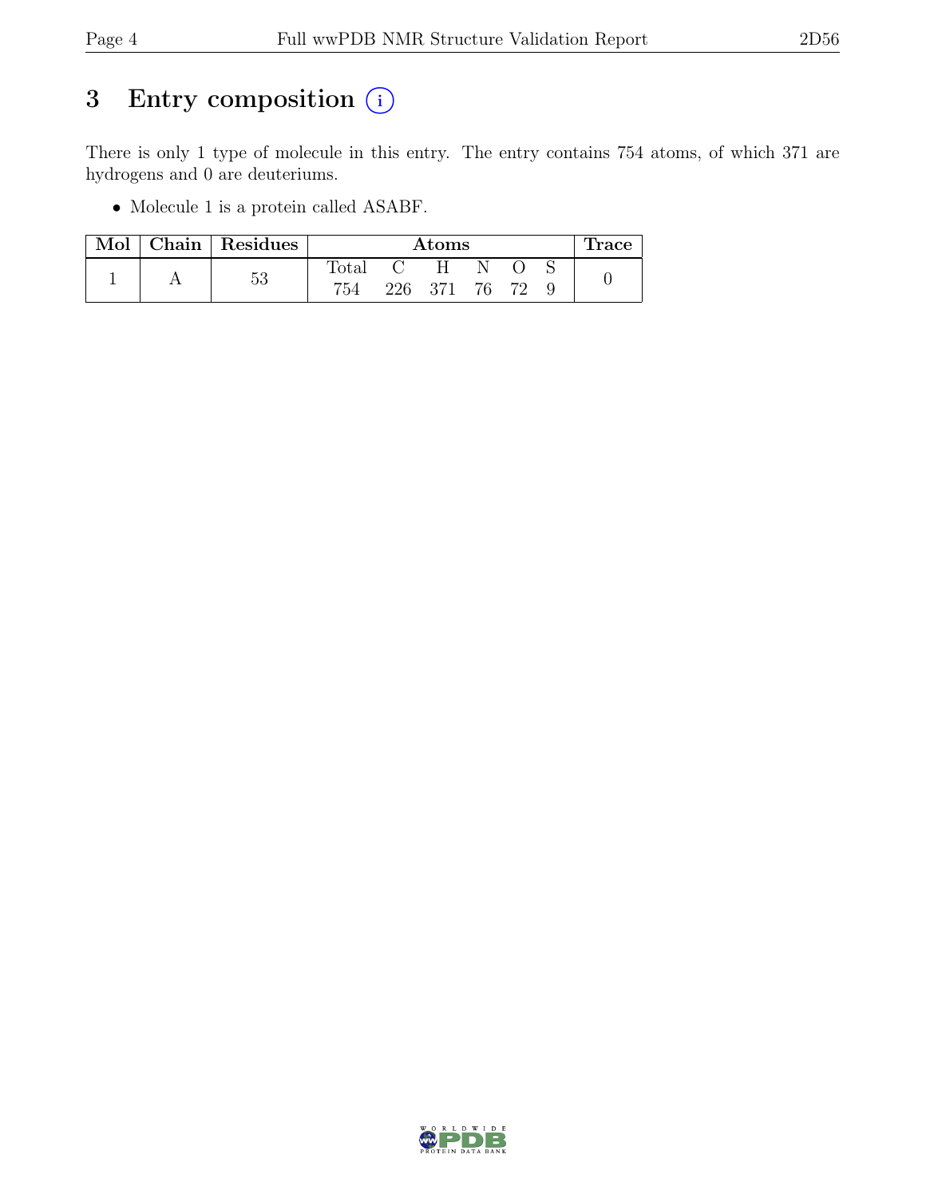# 3 Entry composition (i)

There is only 1 type of molecule in this entry. The entry contains 754 atoms, of which 371 are hydrogens and 0 are deuteriums.

- Molecule 1 is a protein called ASABF.

| Mol | Chain | Residues | Atoms | | | | | | Trace |
|---|---|---|---|---|---|---|---|---|---|
| | | | Total | C | H | N | O | S | |
| 1 | A | 53 | 754 | 226 | 371 | 76 | 72 | 9 | 0 |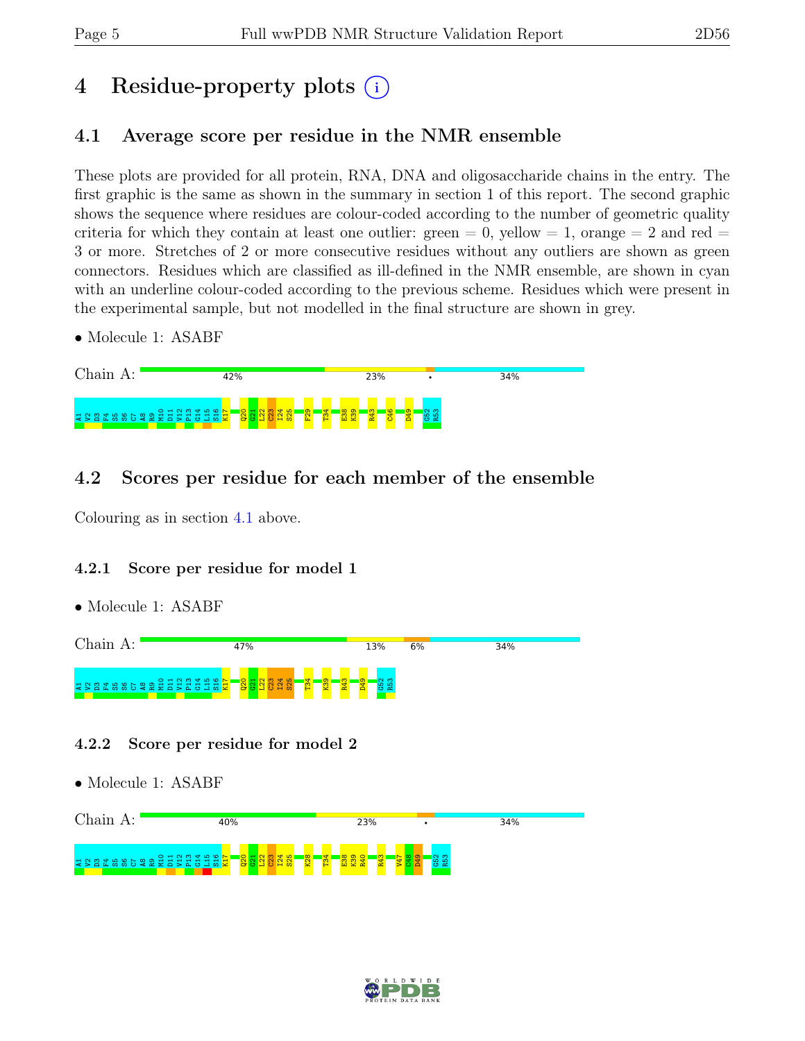# 4 Residue-property plots

## 4.1 Average score per residue in the NMR ensemble

These plots are provided for all protein, RNA, DNA and oligosaccharide chains in the entry. The first graphic is the same as shown in the summary in section 1 of this report. The second graphic shows the sequence where residues are colour-coded according to the number of geometric quality criteria for which they contain at least one outlier: green = 0, yellow = 1, orange = 2 and red = 3 or more. Stretches of 2 or more consecutive residues without any outliers are shown as green connectors. Residues which are classified as ill-defined in the NMR ensemble, are shown in cyan with an underline colour-coded according to the previous scheme. Residues which were present in the experimental sample, but not modelled in the final structure are shown in grey.

- Molecule 1: ASABF

Chain A: 42% 23% • 34%

A1 V2 D3 F4 S5 S6 C7 A8 R9 M10 D11 V12 P13 G14 L15 S16 K17 Q20 G21 L22 C23 I24 S25 F29 T34 E38 K39 R43 C46 D49 G52 R53

## 4.2 Scores per residue for each member of the ensemble

Colouring as in section 4.1 above.

### 4.2.1 Score per residue for model 1

- Molecule 1: ASABF

Chain A: 47% 13% 6% 34%

A1 V2 D3 F4 S5 S6 C7 A8 R9 M10 D11 V12 P13 G14 L15 S16 K17 Q20 G21 L22 C23 I24 S25 T34 K39 R43 D49 G52 R53

### 4.2.2 Score per residue for model 2

- Molecule 1: ASABF

Chain A: 40% 23% • 34%

A1 V2 D3 F4 S5 S6 C7 A8 R9 M10 D11 V12 P13 G14 L15 S16 K17 Q20 G21 L22 C23 I24 S25 K28 T34 E38 K39 R40 R43 V47 C48 D49 G52 R53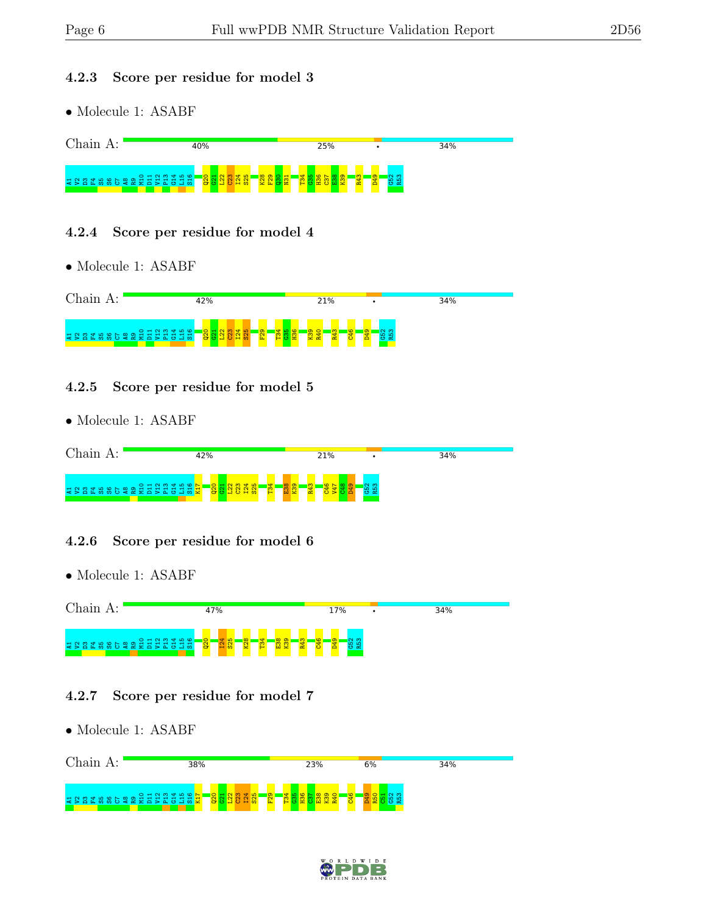### 4.2.3 Score per residue for model 3

- Molecule 1: ASABF

Chain A: 40% | 25% | • | 34%

A1 V2 D3 F4 S5 S6 C7 A8 R9 M10 D11 V12 P13 G14 L15 S16 Q20 G21 L22 C23 I24 S25 K28 F29 Q30 N31 T34 G35 H36 C37 E38 K39 R43 D49 G52 R53

### 4.2.4 Score per residue for model 4

- Molecule 1: ASABF

Chain A: 42% | 21% | • | 34%

A1 V2 D3 F4 S5 S6 C7 A8 R9 M10 D11 V12 P13 G14 L15 S16 Q20 G21 L22 C23 I24 S25 F29 T34 G35 H36 K39 R40 R43 C46 D49 G52 R53

### 4.2.5 Score per residue for model 5

- Molecule 1: ASABF

Chain A: 42% | 21% | • | 34%

A1 V2 D3 F4 S5 S6 C7 A8 R9 M10 D11 V12 P13 G14 L15 S16 K17 Q20 G21 L22 C23 I24 S25 T34 E38 K39 R43 C46 V47 C48 D49 G52 R53

### 4.2.6 Score per residue for model 6

- Molecule 1: ASABF

Chain A: 47% | 17% | • | 34%

A1 V2 D3 F4 S5 S6 C7 A8 R9 M10 D11 V12 P13 G14 L15 S16 K17 Q20 I24 S25 K28 T34 E38 K39 R43 C46 D49 G52 R53

### 4.2.7 Score per residue for model 7

- Molecule 1: ASABF

Chain A: 38% | 23% | 6% | 34%

A1 V2 D3 F4 S5 S6 C7 A8 R9 M10 D11 V12 P13 G14 L15 S16 K17 Q20 G21 L22 C23 I24 S25 F29 T34 G35 H36 C37 E38 K39 R40 C46 D49 R50 C51 G52 R53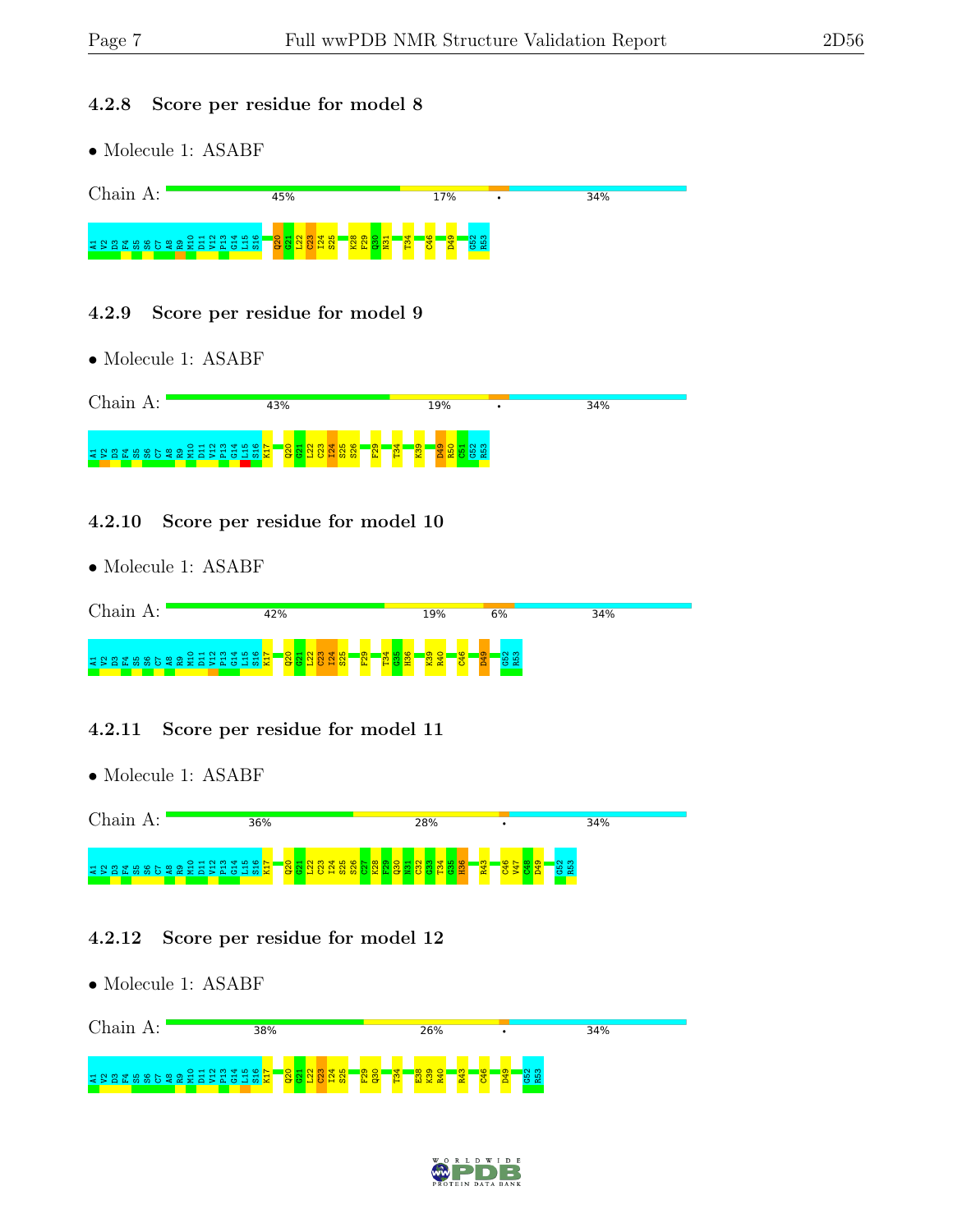### 4.2.8 Score per residue for model 8

- Molecule 1: ASABF

Chain A: 45% 17% • 34%

A1 V2 D3 F4 S5 S6 C7 A8 R9 M10 D11 V12 P13 G14 L15 S16 Q20 G21 L22 C23 I24 S25 K28 F29 Q30 N31 T34 C46 D49 G52 R53

### 4.2.9 Score per residue for model 9

- Molecule 1: ASABF

Chain A: 43% 19% • 34%

A1 V2 D3 F4 S5 S6 C7 A8 R9 M10 D11 V12 P13 G14 L15 S16 K17 Q20 G21 L22 C23 I24 S25 S26 F29 T34 K39 D49 R50 C51 G52 R53

### 4.2.10 Score per residue for model 10

- Molecule 1: ASABF

Chain A: 42% 19% 6% 34%

A1 V2 D3 F4 S5 S6 C7 A8 R9 M10 D11 V12 P13 G14 L15 S16 K17 Q20 G21 L22 C23 I24 S25 F29 T34 G35 H36 K39 R40 C46 D49 G52 R53

### 4.2.11 Score per residue for model 11

- Molecule 1: ASABF

Chain A: 36% 28% • 34%

A1 V2 D3 F4 S5 S6 C7 A8 R9 M10 D11 V12 P13 G14 L15 S16 K17 Q20 G21 L22 C23 I24 S25 S26 C27 K28 F29 Q30 N31 C32 G33 T34 G35 H36 R43 C46 V47 C48 D49 G52 R53

### 4.2.12 Score per residue for model 12

- Molecule 1: ASABF

Chain A: 38% 26% • 34%

A1 V2 D3 F4 S5 S6 C7 A8 R9 M10 D11 V12 P13 G14 L15 S16 K17 Q20 G21 L22 C23 I24 S25 F29 Q30 T34 E38 K39 R40 R43 C46 D49 G52 R53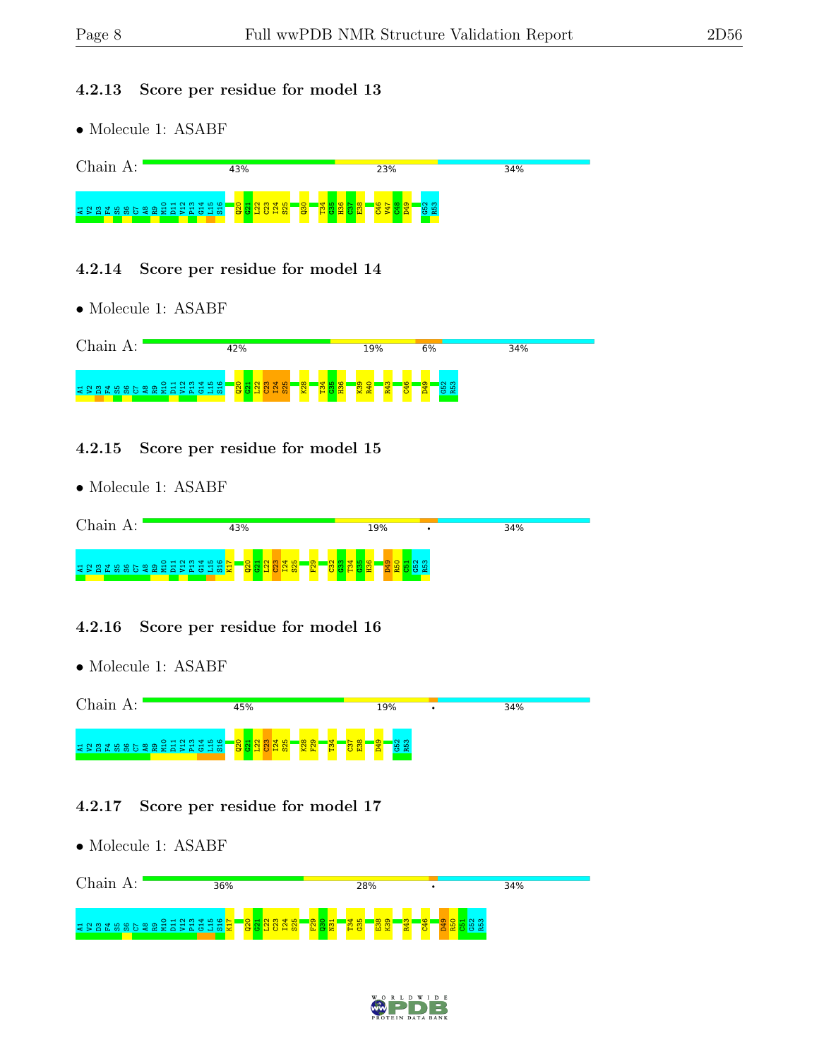### 4.2.13 Score per residue for model 13

- Molecule 1: ASABF

Chain A: 43% 23% 34%

A1 V2 D3 F4 S5 S6 C7 A8 R9 M10 D11 V12 P13 G14 L15 S16 Q20 G21 L22 C23 I24 S25 Q30 T34 G35 H36 C37 E38 C46 V47 C48 D49 G52 R53

### 4.2.14 Score per residue for model 14

- Molecule 1: ASABF

Chain A: 42% 19% 6% 34%

A1 V2 D3 F4 S5 S6 C7 A8 R9 M10 D11 V12 P13 G14 L15 S16 Q20 G21 L22 C23 I24 S25 K28 T34 G35 H36 K39 R40 R43 C46 D49 G52 R53

### 4.2.15 Score per residue for model 15

- Molecule 1: ASABF

Chain A: 43% 19% • 34%

A1 V2 D3 F4 S5 S6 C7 A8 R9 M10 D11 V12 P13 G14 L15 S16 K17 Q20 G21 L22 C23 I24 S25 F29 C32 G33 T34 G35 H36 D49 R50 C51 G52 R53

### 4.2.16 Score per residue for model 16

- Molecule 1: ASABF

Chain A: 45% 19% • 34%

A1 V2 D3 F4 S5 S6 C7 A8 R9 M10 D11 V12 P13 G14 L15 S16 Q20 G21 L22 C23 I24 S25 K28 F29 T34 C37 E38 D49 G52 R53

### 4.2.17 Score per residue for model 17

- Molecule 1: ASABF

Chain A: 36% 28% • 34%

A1 V2 D3 F4 S5 S6 C7 A8 R9 M10 D11 V12 P13 G14 L15 S16 K17 Q20 G21 L22 C23 I24 S25 F29 Q30 N31 T34 G35 E38 K39 R43 C46 D49 R50 C51 G52 R53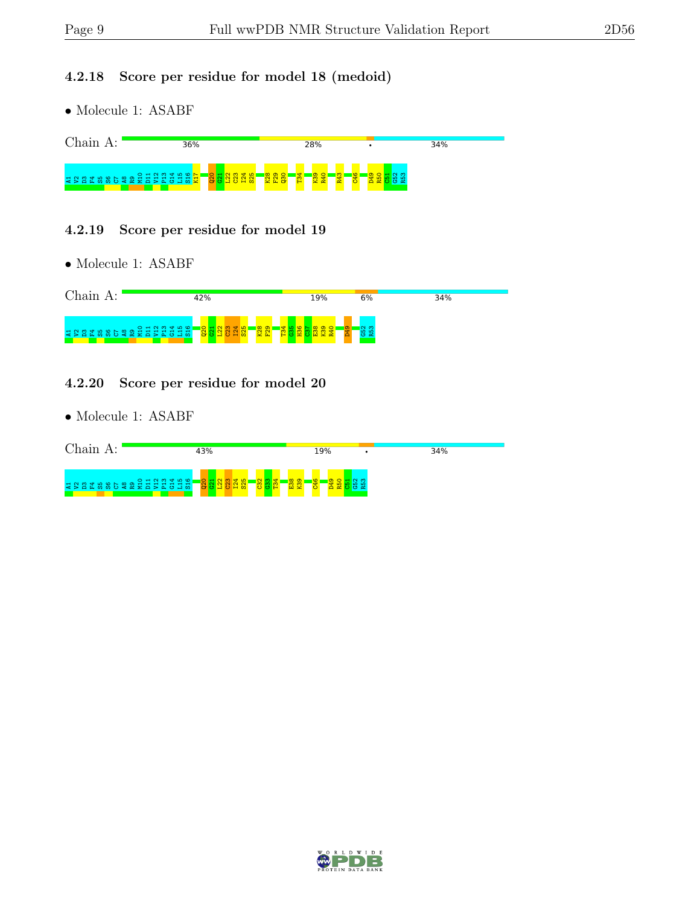### 4.2.18 Score per residue for model 18 (medoid)

- Molecule 1: ASABF

Chain A: 36% 28% • 34%

A1 V2 D3 F4 S5 S6 C7 A8 R9 M10 D11 V12 P13 G14 L15 S16 K17 Q20 G21 L22 C23 I24 S25 K28 F29 Q30 T34 K39 R40 R43 C46 D49 R50 C51 G52 R53

### 4.2.19 Score per residue for model 19

- Molecule 1: ASABF

Chain A: 42% 19% 6% 34%

A1 V2 D3 F4 S5 S6 C7 A8 R9 M10 D11 V12 P13 G14 L15 S16 Q20 G21 L22 C23 I24 S25 K28 F29 T34 G35 H36 C37 E38 K39 R40 D49 G52 R53

### 4.2.20 Score per residue for model 20

- Molecule 1: ASABF

Chain A: 43% 19% • 34%

A1 V2 D3 F4 S5 S6 C7 A8 R9 M10 D11 V12 P13 G14 L15 S16 Q20 G21 L22 C23 I24 S25 C32 G33 T34 E38 K39 C46 D49 R50 C51 G52 R53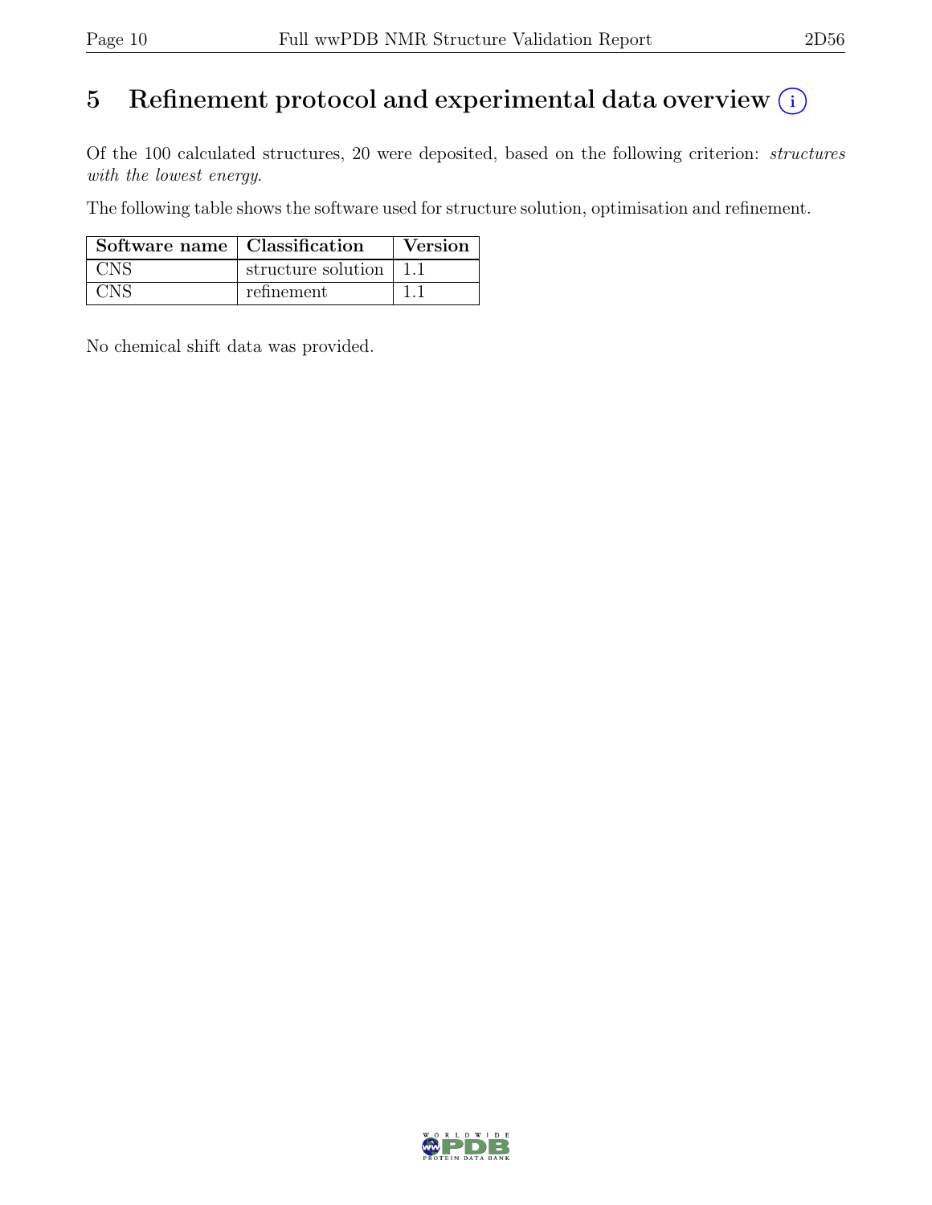# 5 Refinement protocol and experimental data overview (i)

Of the 100 calculated structures, 20 were deposited, based on the following criterion: *structures with the lowest energy*.

The following table shows the software used for structure solution, optimisation and refinement.

| Software name | Classification | Version |
| --- | --- | --- |
| CNS | structure solution | 1.1 |
| CNS | refinement | 1.1 |

No chemical shift data was provided.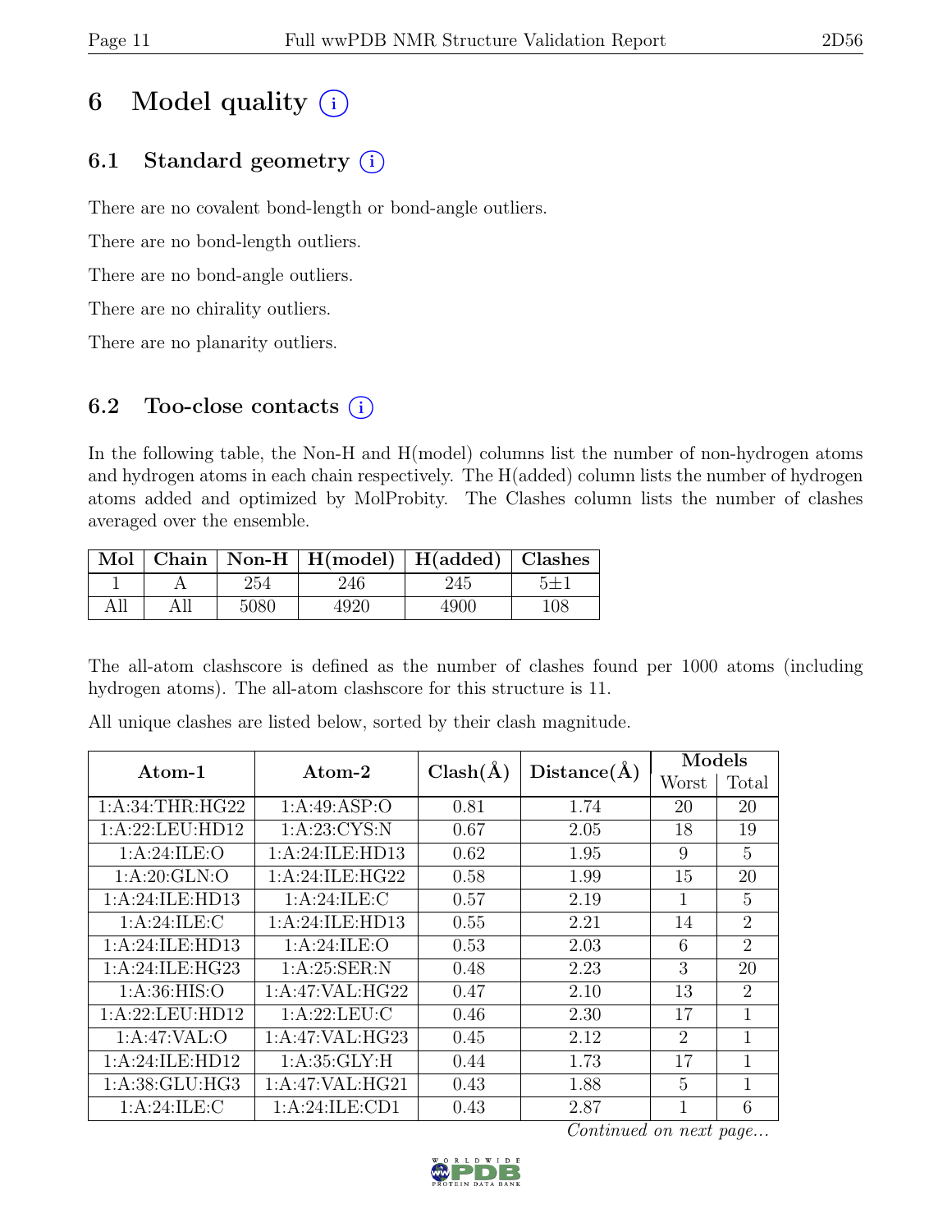# 6 Model quality (i)

## 6.1 Standard geometry (i)

There are no covalent bond-length or bond-angle outliers.

There are no bond-length outliers.

There are no bond-angle outliers.

There are no chirality outliers.

There are no planarity outliers.

## 6.2 Too-close contacts (i)

In the following table, the Non-H and H(model) columns list the number of non-hydrogen atoms and hydrogen atoms in each chain respectively. The H(added) column lists the number of hydrogen atoms added and optimized by MolProbity. The Clashes column lists the number of clashes averaged over the ensemble.

| Mol | Chain | Non-H | H(model) | H(added) | Clashes |
|---|---|---|---|---|---|
| 1 | A | 254 | 246 | 245 | 5±1 |
| All | All | 5080 | 4920 | 4900 | 108 |

The all-atom clashscore is defined as the number of clashes found per 1000 atoms (including hydrogen atoms). The all-atom clashscore for this structure is 11.

All unique clashes are listed below, sorted by their clash magnitude.

| Atom-1 | Atom-2 | Clash(Å) | Distance(Å) | Models | |
|---|---|---|---|---|---|
| | | | | Worst | Total |
| 1:A:34:THR:HG22 | 1:A:49:ASP:O | 0.81 | 1.74 | 20 | 20 |
| 1:A:22:LEU:HD12 | 1:A:23:CYS:N | 0.67 | 2.05 | 18 | 19 |
| 1:A:24:ILE:O | 1:A:24:ILE:HD13 | 0.62 | 1.95 | 9 | 5 |
| 1:A:20:GLN:O | 1:A:24:ILE:HG22 | 0.58 | 1.99 | 15 | 20 |
| 1:A:24:ILE:HD13 | 1:A:24:ILE:C | 0.57 | 2.19 | 1 | 5 |
| 1:A:24:ILE:C | 1:A:24:ILE:HD13 | 0.55 | 2.21 | 14 | 2 |
| 1:A:24:ILE:HD13 | 1:A:24:ILE:O | 0.53 | 2.03 | 6 | 2 |
| 1:A:24:ILE:HG23 | 1:A:25:SER:N | 0.48 | 2.23 | 3 | 20 |
| 1:A:36:HIS:O | 1:A:47:VAL:HG22 | 0.47 | 2.10 | 13 | 2 |
| 1:A:22:LEU:HD12 | 1:A:22:LEU:C | 0.46 | 2.30 | 17 | 1 |
| 1:A:47:VAL:O | 1:A:47:VAL:HG23 | 0.45 | 2.12 | 2 | 1 |
| 1:A:24:ILE:HD12 | 1:A:35:GLY:H | 0.44 | 1.73 | 17 | 1 |
| 1:A:38:GLU:HG3 | 1:A:47:VAL:HG21 | 0.43 | 1.88 | 5 | 1 |
| 1:A:24:ILE:C | 1:A:24:ILE:CD1 | 0.43 | 2.87 | 1 | 6 |

*Continued on next page...*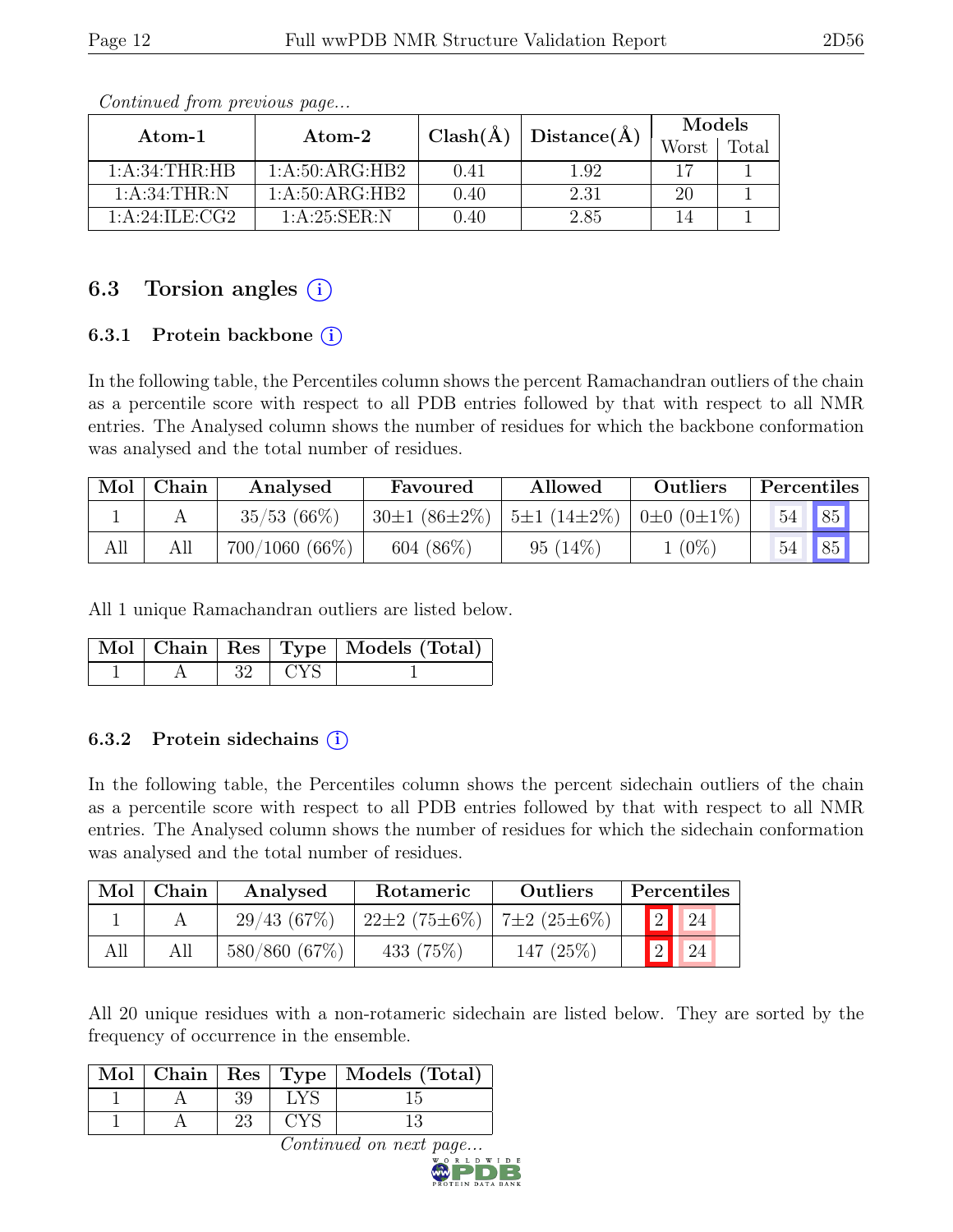*Continued from previous page...*

| Atom-1 | Atom-2 | Clash(Å) | Distance(Å) | Models | |
|---|---|---|---|---|---|
| | | | | Worst | Total |
| 1:A:34:THR:HB | 1:A:50:ARG:HB2 | 0.41 | 1.92 | 17 | 1 |
| 1:A:34:THR:N | 1:A:50:ARG:HB2 | 0.40 | 2.31 | 20 | 1 |
| 1:A:24:ILE:CG2 | 1:A:25:SER:N | 0.40 | 2.85 | 14 | 1 |

## 6.3 Torsion angles (i)

### 6.3.1 Protein backbone (i)

In the following table, the Percentiles column shows the percent Ramachandran outliers of the chain as a percentile score with respect to all PDB entries followed by that with respect to all NMR entries. The Analysed column shows the number of residues for which the backbone conformation was analysed and the total number of residues.

| Mol | Chain | Analysed | Favoured | Allowed | Outliers | Percentiles | |
|---|---|---|---|---|---|---|---|
| 1 | A | 35/53 (66%) | 30±1 (86±2%) | 5±1 (14±2%) | 0±0 (0±1%) | 54 | 85 |
| All | All | 700/1060 (66%) | 604 (86%) | 95 (14%) | 1 (0%) | 54 | 85 |

All 1 unique Ramachandran outliers are listed below.

| Mol | Chain | Res | Type | Models (Total) |
|---|---|---|---|---|
| 1 | A | 32 | CYS | 1 |

### 6.3.2 Protein sidechains (i)

In the following table, the Percentiles column shows the percent sidechain outliers of the chain as a percentile score with respect to all PDB entries followed by that with respect to all NMR entries. The Analysed column shows the number of residues for which the sidechain conformation was analysed and the total number of residues.

| Mol | Chain | Analysed | Rotameric | Outliers | Percentiles | |
|---|---|---|---|---|---|---|
| 1 | A | 29/43 (67%) | 22±2 (75±6%) | 7±2 (25±6%) | 2 | 24 |
| All | All | 580/860 (67%) | 433 (75%) | 147 (25%) | 2 | 24 |

All 20 unique residues with a non-rotameric sidechain are listed below. They are sorted by the frequency of occurrence in the ensemble.

| Mol | Chain | Res | Type | Models (Total) |
|---|---|---|---|---|
| 1 | A | 39 | LYS | 15 |
| 1 | A | 23 | CYS | 13 |

*Continued on next page...*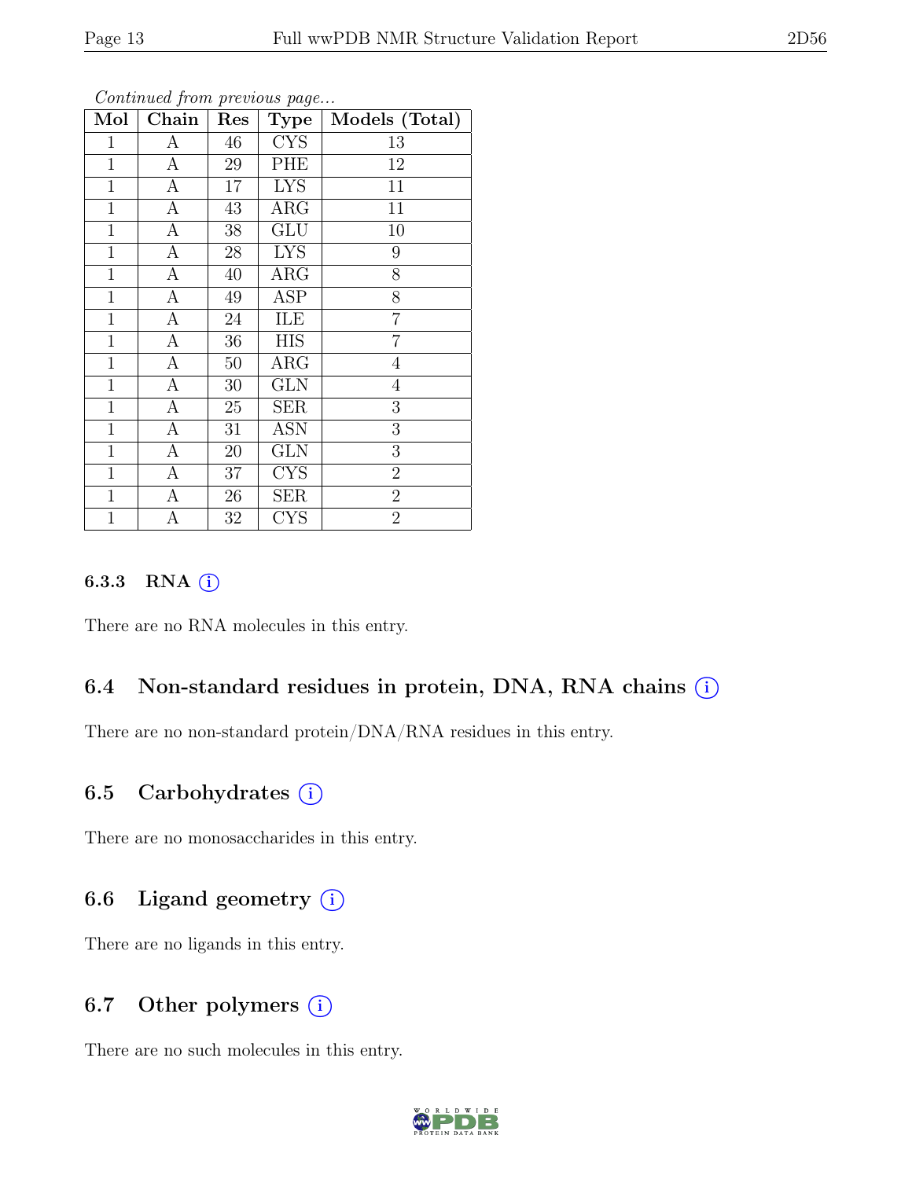*Continued from previous page...*

| Mol | Chain | Res | Type | Models (Total) |
|---|---|---|---|---|
| 1 | A | 46 | CYS | 13 |
| 1 | A | 29 | PHE | 12 |
| 1 | A | 17 | LYS | 11 |
| 1 | A | 43 | ARG | 11 |
| 1 | A | 38 | GLU | 10 |
| 1 | A | 28 | LYS | 9 |
| 1 | A | 40 | ARG | 8 |
| 1 | A | 49 | ASP | 8 |
| 1 | A | 24 | ILE | 7 |
| 1 | A | 36 | HIS | 7 |
| 1 | A | 50 | ARG | 4 |
| 1 | A | 30 | GLN | 4 |
| 1 | A | 25 | SER | 3 |
| 1 | A | 31 | ASN | 3 |
| 1 | A | 20 | GLN | 3 |
| 1 | A | 37 | CYS | 2 |
| 1 | A | 26 | SER | 2 |
| 1 | A | 32 | CYS | 2 |

#### 6.3.3 RNA (i)

There are no RNA molecules in this entry.

### 6.4 Non-standard residues in protein, DNA, RNA chains (i)

There are no non-standard protein/DNA/RNA residues in this entry.

### 6.5 Carbohydrates (i)

There are no monosaccharides in this entry.

### 6.6 Ligand geometry (i)

There are no ligands in this entry.

### 6.7 Other polymers (i)

There are no such molecules in this entry.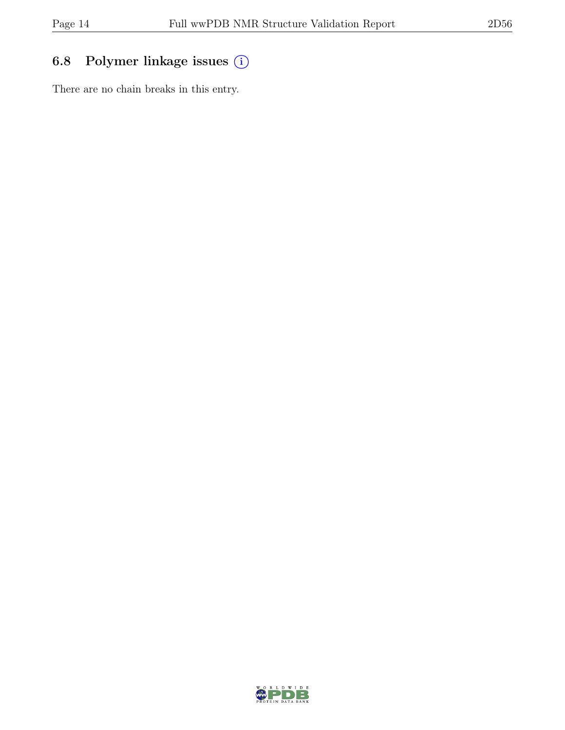## 6.8 Polymer linkage issues

There are no chain breaks in this entry.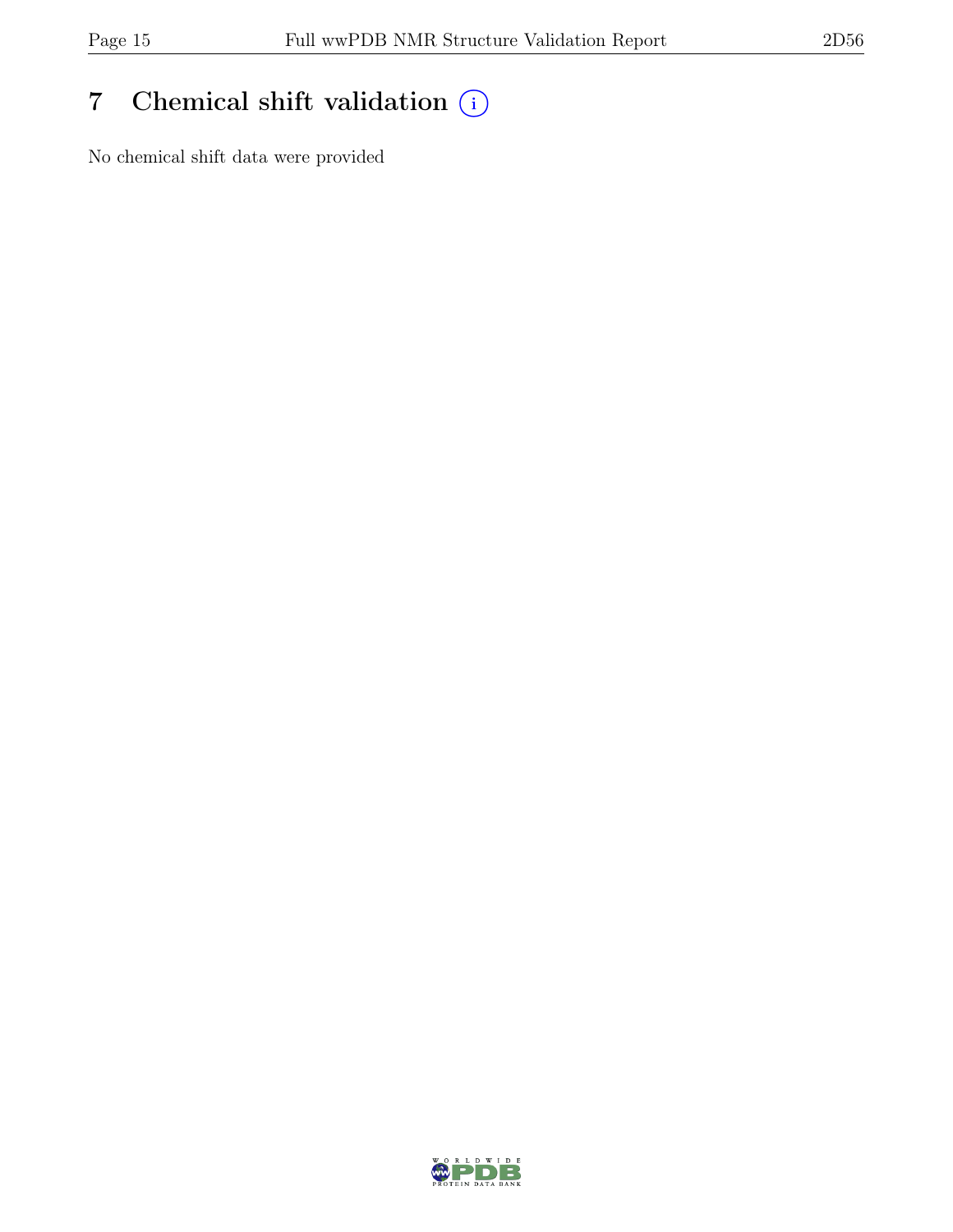# 7 Chemical shift validation

No chemical shift data were provided